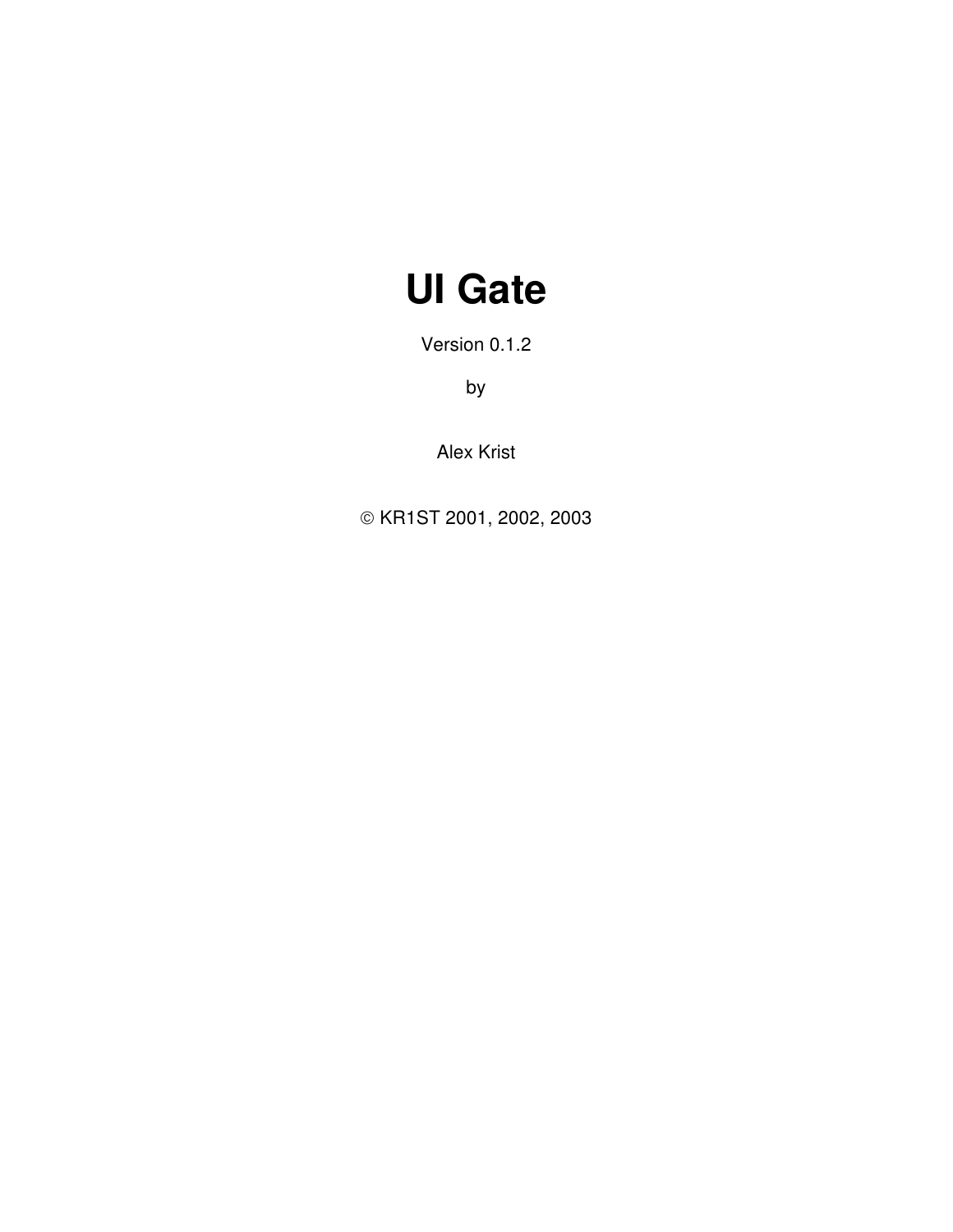# UI Gate

Version 0.1.2

by

Alex Krist

© KR1ST 2001, 2002, 2003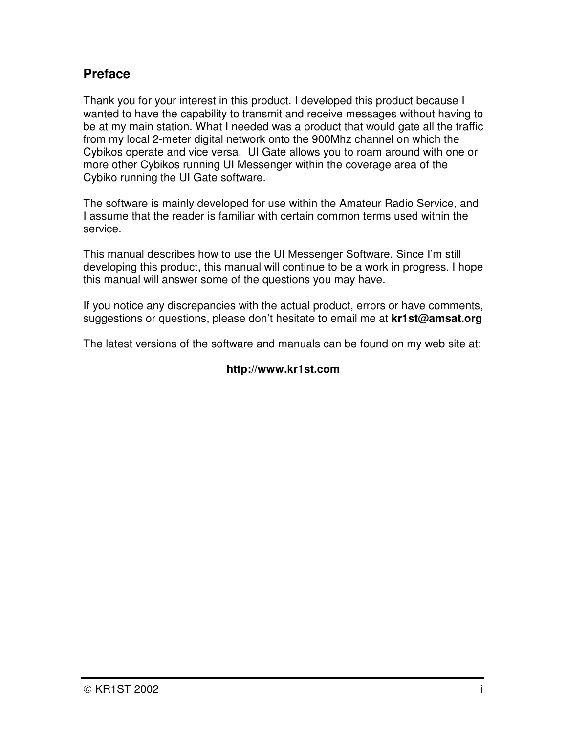## Preface

Thank you for your interest in this product. I developed this product because I wanted to have the capability to transmit and receive messages without having to be at my main station. What I needed was a product that would gate all the traffic from my local 2-meter digital network onto the 900Mhz channel on which the Cybikos operate and vice versa. UI Gate allows you to roam around with one or more other Cybikos running UI Messenger within the coverage area of the Cybiko running the UI Gate software.

The software is mainly developed for use within the Amateur Radio Service, and I assume that the reader is familiar with certain common terms used within the service.

This manual describes how to use the UI Messenger Software. Since I'm still developing this product, this manual will continue to be a work in progress. I hope this manual will answer some of the questions you may have.

If you notice any discrepancies with the actual product, errors or have comments, suggestions or questions, please don't hesitate to email me at **kr1st@amsat.org**

The latest versions of the software and manuals can be found on my web site at:

**http://www.kr1st.com**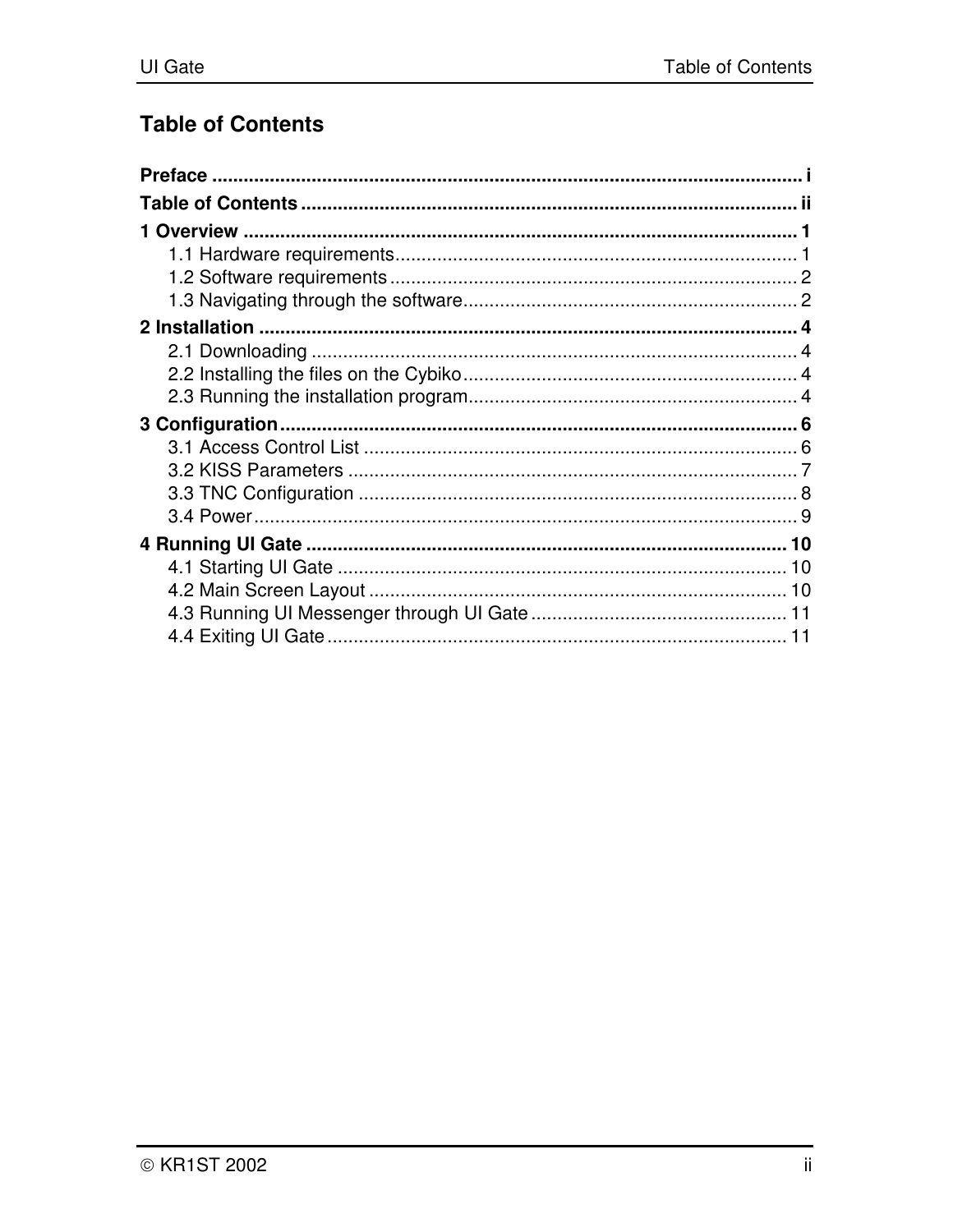# Table of Contents

**Preface** ........................................................................................................ i

**Table of Contents** ........................................................................................ ii

**1 Overview** .................................................................................................. 1

- 1.1 Hardware requirements.............................................................................. 1
- 1.2 Software requirements............................................................................... 2
- 1.3 Navigating through the software................................................................ 2

**2 Installation** ................................................................................................ 4

- 2.1 Downloading ............................................................................................. 4
- 2.2 Installing the files on the Cybiko................................................................ 4
- 2.3 Running the installation program............................................................... 4

**3 Configuration** ............................................................................................. 6

- 3.1 Access Control List ................................................................................... 6
- 3.2 KISS Parameters ...................................................................................... 7
- 3.3 TNC Configuration .................................................................................... 8
- 3.4 Power........................................................................................................ 9

**4 Running UI Gate** ....................................................................................... 10

- 4.1 Starting UI Gate ...................................................................................... 10
- 4.2 Main Screen Layout ................................................................................ 10
- 4.3 Running UI Messenger through UI Gate ................................................. 11
- 4.4 Exiting UI Gate........................................................................................ 11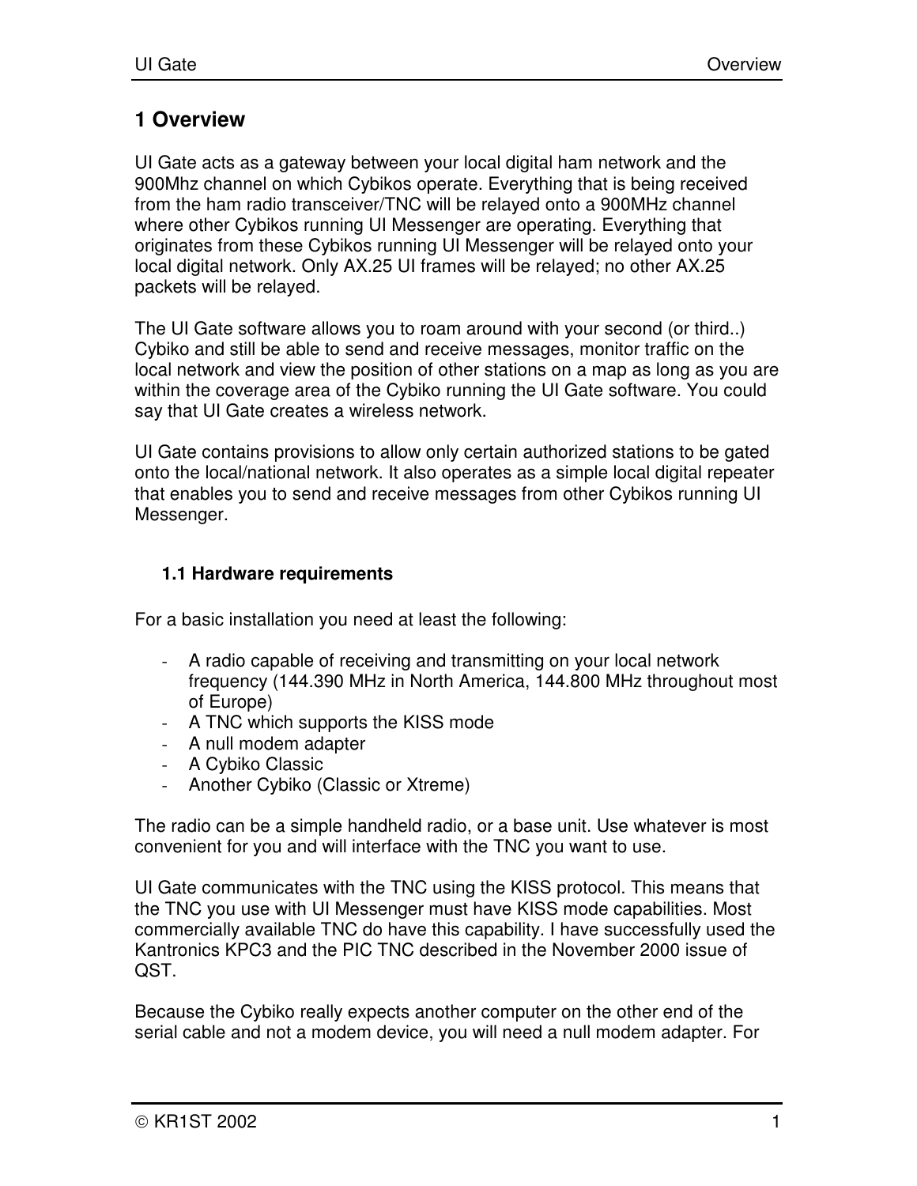# 1 Overview

UI Gate acts as a gateway between your local digital ham network and the 900Mhz channel on which Cybikos operate. Everything that is being received from the ham radio transceiver/TNC will be relayed onto a 900MHz channel where other Cybikos running UI Messenger are operating. Everything that originates from these Cybikos running UI Messenger will be relayed onto your local digital network. Only AX.25 UI frames will be relayed; no other AX.25 packets will be relayed.

The UI Gate software allows you to roam around with your second (or third..) Cybiko and still be able to send and receive messages, monitor traffic on the local network and view the position of other stations on a map as long as you are within the coverage area of the Cybiko running the UI Gate software. You could say that UI Gate creates a wireless network.

UI Gate contains provisions to allow only certain authorized stations to be gated onto the local/national network. It also operates as a simple local digital repeater that enables you to send and receive messages from other Cybikos running UI Messenger.

## 1.1 Hardware requirements

For a basic installation you need at least the following:

- A radio capable of receiving and transmitting on your local network frequency (144.390 MHz in North America, 144.800 MHz throughout most of Europe)
- A TNC which supports the KISS mode
- A null modem adapter
- A Cybiko Classic
- Another Cybiko (Classic or Xtreme)

The radio can be a simple handheld radio, or a base unit. Use whatever is most convenient for you and will interface with the TNC you want to use.

UI Gate communicates with the TNC using the KISS protocol. This means that the TNC you use with UI Messenger must have KISS mode capabilities. Most commercially available TNC do have this capability. I have successfully used the Kantronics KPC3 and the PIC TNC described in the November 2000 issue of QST.

Because the Cybiko really expects another computer on the other end of the serial cable and not a modem device, you will need a null modem adapter. For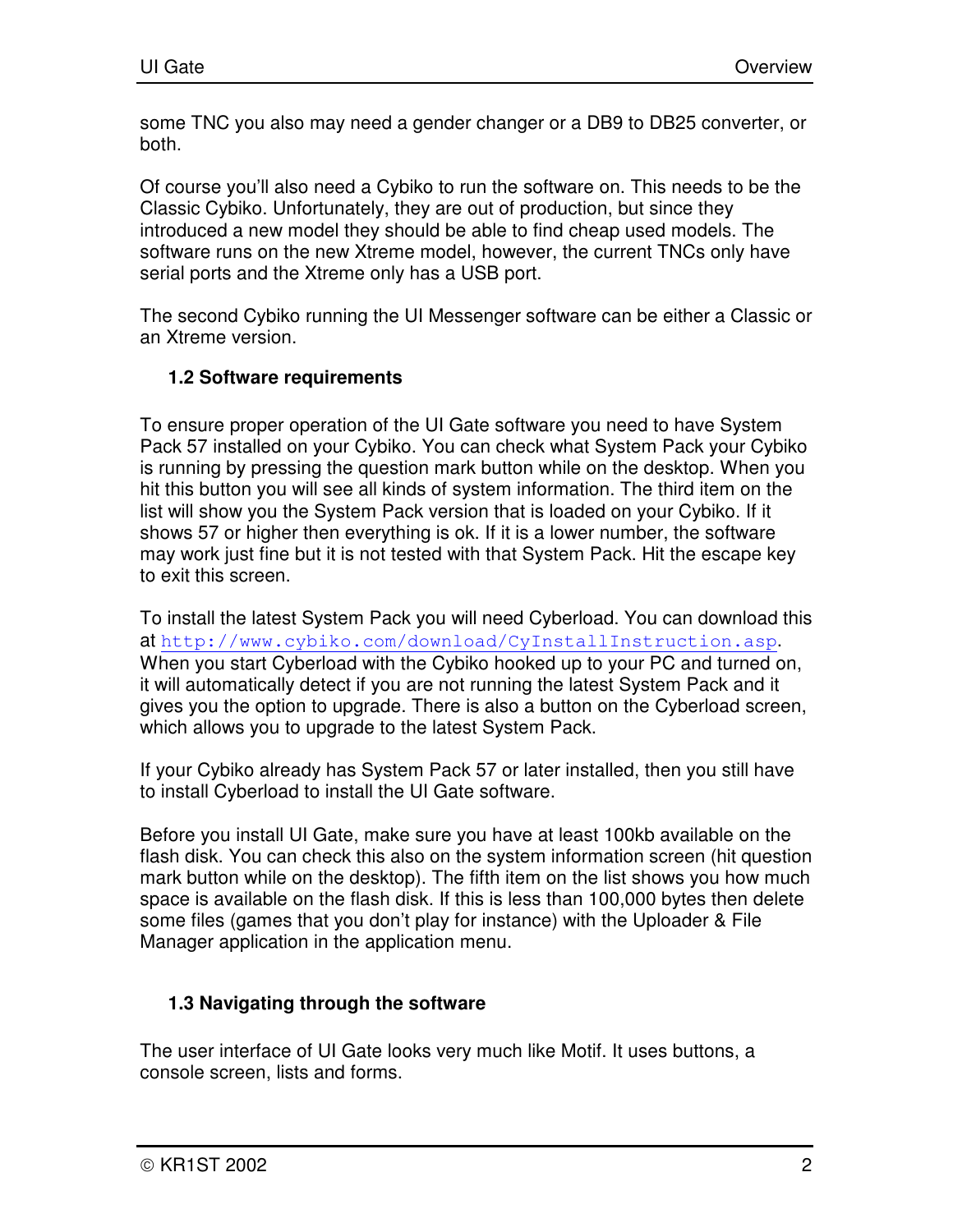some TNC you also may need a gender changer or a DB9 to DB25 converter, or both.

Of course you'll also need a Cybiko to run the software on. This needs to be the Classic Cybiko. Unfortunately, they are out of production, but since they introduced a new model they should be able to find cheap used models. The software runs on the new Xtreme model, however, the current TNCs only have serial ports and the Xtreme only has a USB port.

The second Cybiko running the UI Messenger software can be either a Classic or an Xtreme version.

### 1.2 Software requirements

To ensure proper operation of the UI Gate software you need to have System Pack 57 installed on your Cybiko. You can check what System Pack your Cybiko is running by pressing the question mark button while on the desktop. When you hit this button you will see all kinds of system information. The third item on the list will show you the System Pack version that is loaded on your Cybiko. If it shows 57 or higher then everything is ok. If it is a lower number, the software may work just fine but it is not tested with that System Pack. Hit the escape key to exit this screen.

To install the latest System Pack you will need Cyberload. You can download this at http://www.cybiko.com/download/CyInstallInstruction.asp. When you start Cyberload with the Cybiko hooked up to your PC and turned on, it will automatically detect if you are not running the latest System Pack and it gives you the option to upgrade. There is also a button on the Cyberload screen, which allows you to upgrade to the latest System Pack.

If your Cybiko already has System Pack 57 or later installed, then you still have to install Cyberload to install the UI Gate software.

Before you install UI Gate, make sure you have at least 100kb available on the flash disk. You can check this also on the system information screen (hit question mark button while on the desktop). The fifth item on the list shows you how much space is available on the flash disk. If this is less than 100,000 bytes then delete some files (games that you don't play for instance) with the Uploader & File Manager application in the application menu.

### 1.3 Navigating through the software

The user interface of UI Gate looks very much like Motif. It uses buttons, a console screen, lists and forms.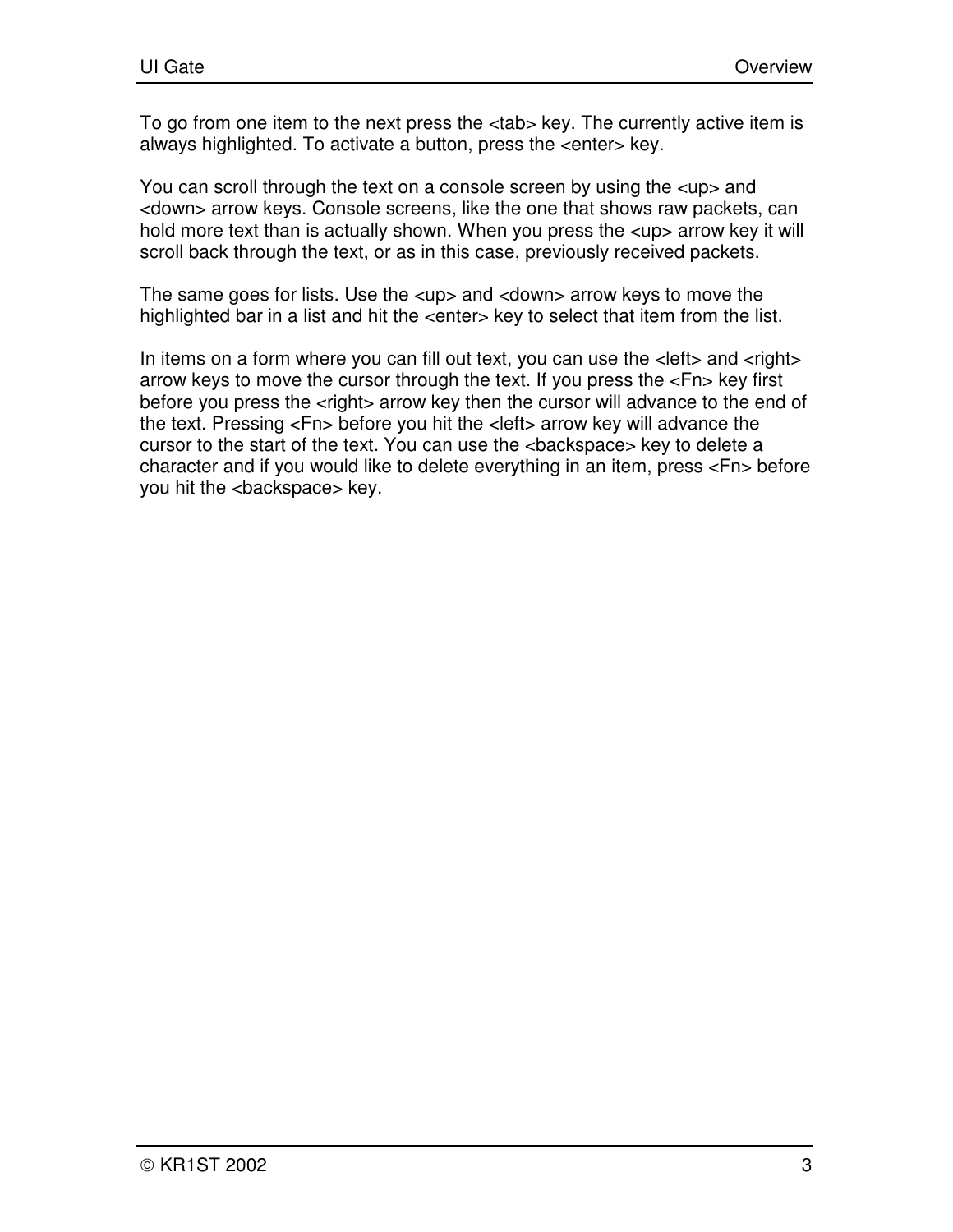To go from one item to the next press the <tab> key. The currently active item is always highlighted. To activate a button, press the <enter> key.

You can scroll through the text on a console screen by using the <up> and <down> arrow keys. Console screens, like the one that shows raw packets, can hold more text than is actually shown. When you press the <up> arrow key it will scroll back through the text, or as in this case, previously received packets.

The same goes for lists. Use the <up> and <down> arrow keys to move the highlighted bar in a list and hit the <enter> key to select that item from the list.

In items on a form where you can fill out text, you can use the <left> and <right> arrow keys to move the cursor through the text. If you press the <Fn> key first before you press the <right> arrow key then the cursor will advance to the end of the text. Pressing <Fn> before you hit the <left> arrow key will advance the cursor to the start of the text. You can use the <backspace> key to delete a character and if you would like to delete everything in an item, press <Fn> before you hit the <backspace> key.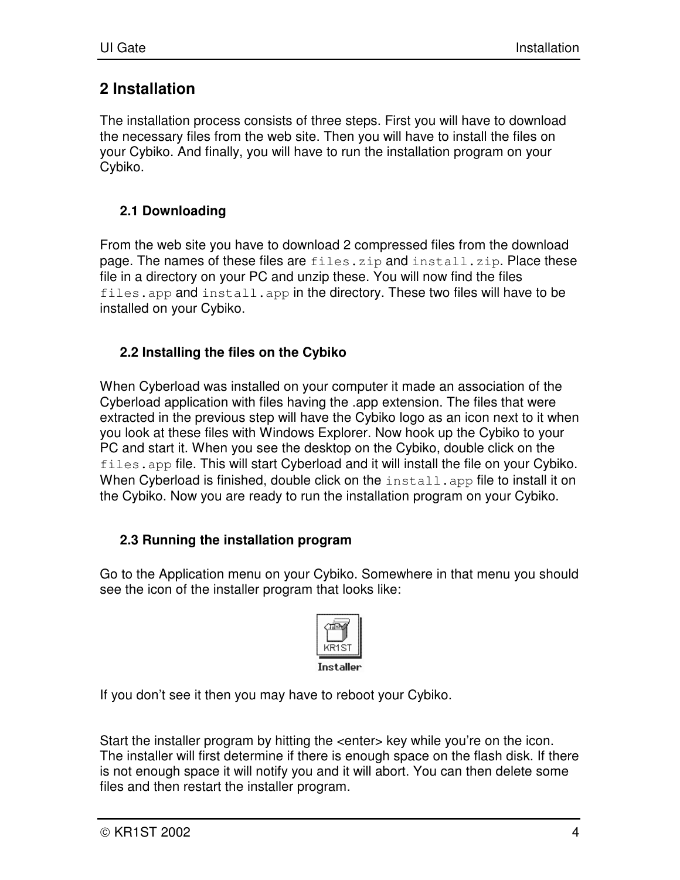# 2 Installation

The installation process consists of three steps. First you will have to download the necessary files from the web site. Then you will have to install the files on your Cybiko. And finally, you will have to run the installation program on your Cybiko.

## 2.1 Downloading

From the web site you have to download 2 compressed files from the download page. The names of these files are `files.zip` and `install.zip`. Place these file in a directory on your PC and unzip these. You will now find the files `files.app` and `install.app` in the directory. These two files will have to be installed on your Cybiko.

## 2.2 Installing the files on the Cybiko

When Cyberload was installed on your computer it made an association of the Cyberload application with files having the .app extension. The files that were extracted in the previous step will have the Cybiko logo as an icon next to it when you look at these files with Windows Explorer. Now hook up the Cybiko to your PC and start it. When you see the desktop on the Cybiko, double click on the `files.app` file. This will start Cyberload and it will install the file on your Cybiko. When Cyberload is finished, double click on the `install.app` file to install it on the Cybiko. Now you are ready to run the installation program on your Cybiko.

## 2.3 Running the installation program

Go to the Application menu on your Cybiko. Somewhere in that menu you should see the icon of the installer program that looks like:

KR1ST
Installer

If you don't see it then you may have to reboot your Cybiko.

Start the installer program by hitting the <enter> key while you're on the icon. The installer will first determine if there is enough space on the flash disk. If there is not enough space it will notify you and it will abort. You can then delete some files and then restart the installer program.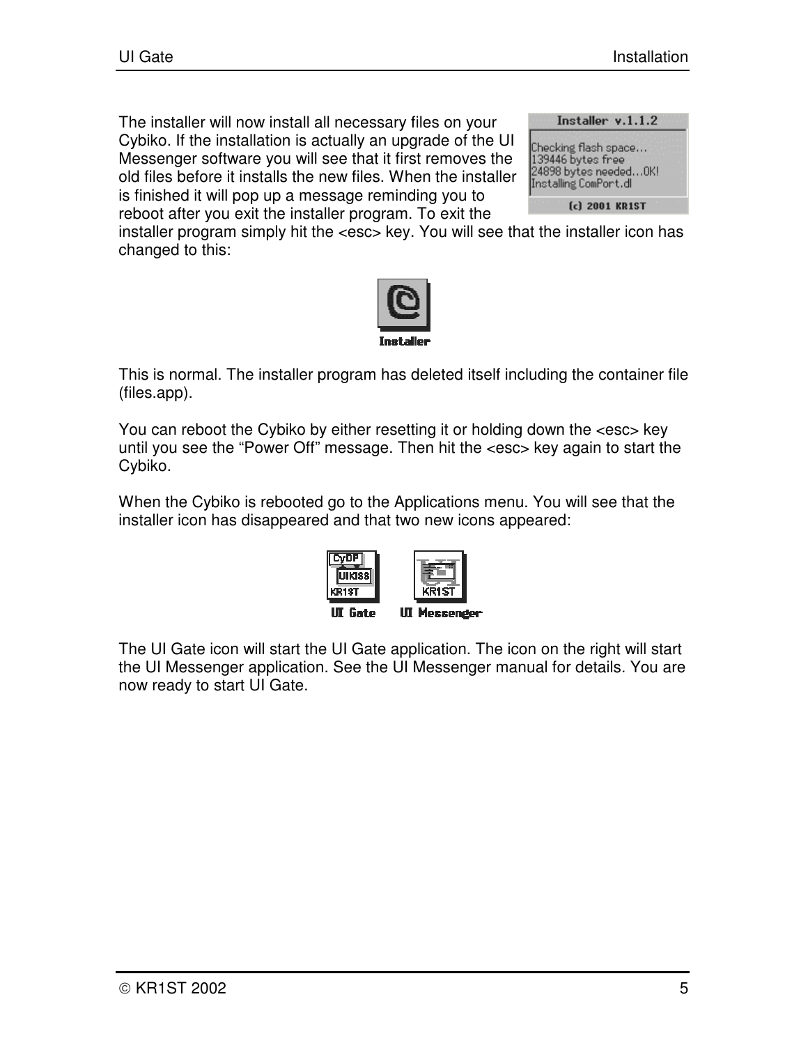The installer will now install all necessary files on your Cybiko. If the installation is actually an upgrade of the UI Messenger software you will see that it first removes the old files before it installs the new files. When the installer is finished it will pop up a message reminding you to reboot after you exit the installer program. To exit the installer program simply hit the <esc> key. You will see that the installer icon has changed to this:

This is normal. The installer program has deleted itself including the container file (files.app).

You can reboot the Cybiko by either resetting it or holding down the <esc> key until you see the "Power Off" message. Then hit the <esc> key again to start the Cybiko.

When the Cybiko is rebooted go to the Applications menu. You will see that the installer icon has disappeared and that two new icons appeared:

The UI Gate icon will start the UI Gate application. The icon on the right will start the UI Messenger application. See the UI Messenger manual for details. You are now ready to start UI Gate.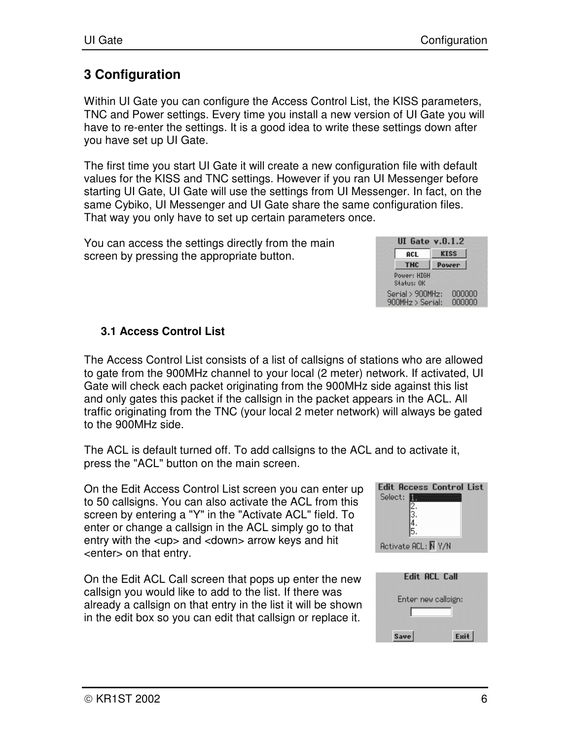# 3 Configuration

Within UI Gate you can configure the Access Control List, the KISS parameters, TNC and Power settings. Every time you install a new version of UI Gate you will have to re-enter the settings. It is a good idea to write these settings down after you have set up UI Gate.

The first time you start UI Gate it will create a new configuration file with default values for the KISS and TNC settings. However if you ran UI Messenger before starting UI Gate, UI Gate will use the settings from UI Messenger. In fact, on the same Cybiko, UI Messenger and UI Gate share the same configuration files. That way you only have to set up certain parameters once.

You can access the settings directly from the main screen by pressing the appropriate button.

## 3.1 Access Control List

The Access Control List consists of a list of callsigns of stations who are allowed to gate from the 900MHz channel to your local (2 meter) network. If activated, UI Gate will check each packet originating from the 900MHz side against this list and only gates this packet if the callsign in the packet appears in the ACL. All traffic originating from the TNC (your local 2 meter network) will always be gated to the 900MHz side.

The ACL is default turned off. To add callsigns to the ACL and to activate it, press the "ACL" button on the main screen.

On the Edit Access Control List screen you can enter up to 50 callsigns. You can also activate the ACL from this screen by entering a "Y" in the "Activate ACL" field. To enter or change a callsign in the ACL simply go to that entry with the <up> and <down> arrow keys and hit <enter> on that entry.

On the Edit ACL Call screen that pops up enter the new callsign you would like to add to the list. If there was already a callsign on that entry in the list it will be shown in the edit box so you can edit that callsign or replace it.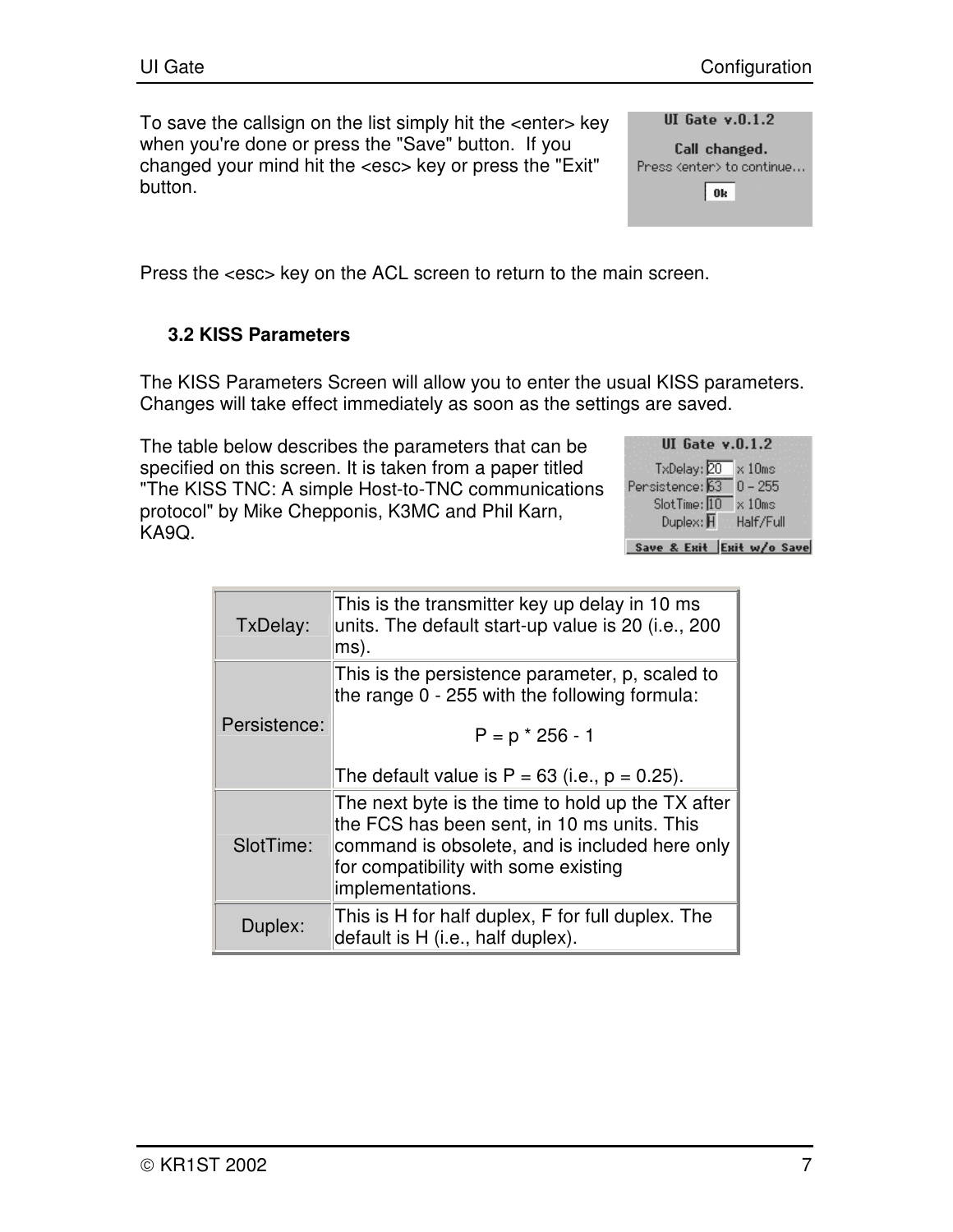To save the callsign on the list simply hit the <enter> key when you're done or press the "Save" button. If you changed your mind hit the <esc> key or press the "Exit" button.

Press the <esc> key on the ACL screen to return to the main screen.

### 3.2 KISS Parameters

The KISS Parameters Screen will allow you to enter the usual KISS parameters. Changes will take effect immediately as soon as the settings are saved.

The table below describes the parameters that can be specified on this screen. It is taken from a paper titled "The KISS TNC: A simple Host-to-TNC communications protocol" by Mike Chepponis, K3MC and Phil Karn, KA9Q.

| Parameter | Description |
|---|---|
| TxDelay: | This is the transmitter key up delay in 10 ms units. The default start-up value is 20 (i.e., 200 ms). |
| Persistence: | This is the persistence parameter, p, scaled to the range 0 - 255 with the following formula: $$P = p * 256 - 1$$ The default value is P = 63 (i.e., p = 0.25). |
| SlotTime: | The next byte is the time to hold up the TX after the FCS has been sent, in 10 ms units. This command is obsolete, and is included here only for compatibility with some existing implementations. |
| Duplex: | This is H for half duplex, F for full duplex. The default is H (i.e., half duplex). |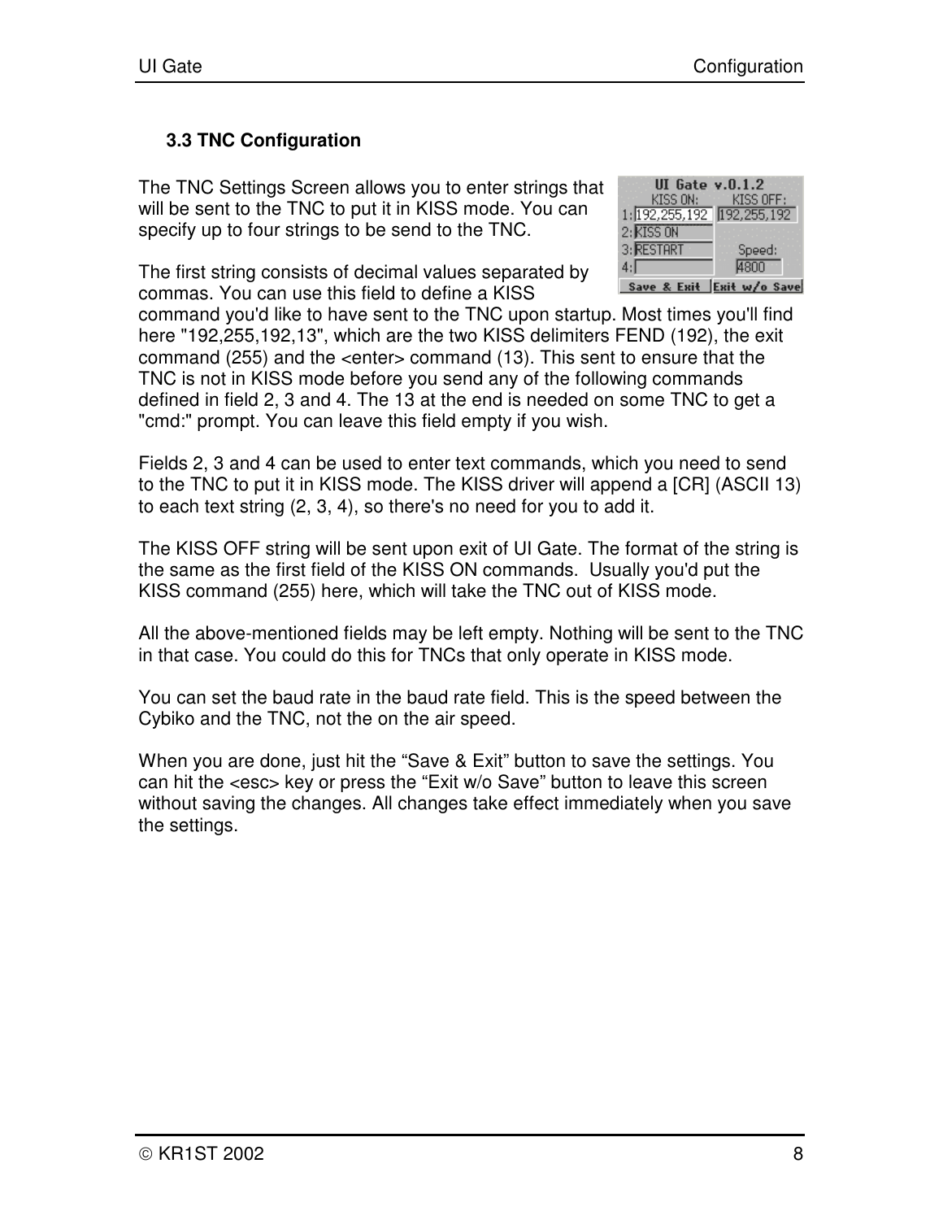### 3.3 TNC Configuration

The TNC Settings Screen allows you to enter strings that will be sent to the TNC to put it in KISS mode. You can specify up to four strings to be send to the TNC.

The first string consists of decimal values separated by commas. You can use this field to define a KISS command you'd like to have sent to the TNC upon startup. Most times you'll find here "192,255,192,13", which are the two KISS delimiters FEND (192), the exit command (255) and the <enter> command (13). This sent to ensure that the TNC is not in KISS mode before you send any of the following commands defined in field 2, 3 and 4. The 13 at the end is needed on some TNC to get a "cmd:" prompt. You can leave this field empty if you wish.

Fields 2, 3 and 4 can be used to enter text commands, which you need to send to the TNC to put it in KISS mode. The KISS driver will append a [CR] (ASCII 13) to each text string (2, 3, 4), so there's no need for you to add it.

The KISS OFF string will be sent upon exit of UI Gate. The format of the string is the same as the first field of the KISS ON commands. Usually you'd put the KISS command (255) here, which will take the TNC out of KISS mode.

All the above-mentioned fields may be left empty. Nothing will be sent to the TNC in that case. You could do this for TNCs that only operate in KISS mode.

You can set the baud rate in the baud rate field. This is the speed between the Cybiko and the TNC, not the on the air speed.

When you are done, just hit the “Save & Exit” button to save the settings. You can hit the <esc> key or press the “Exit w/o Save” button to leave this screen without saving the changes. All changes take effect immediately when you save the settings.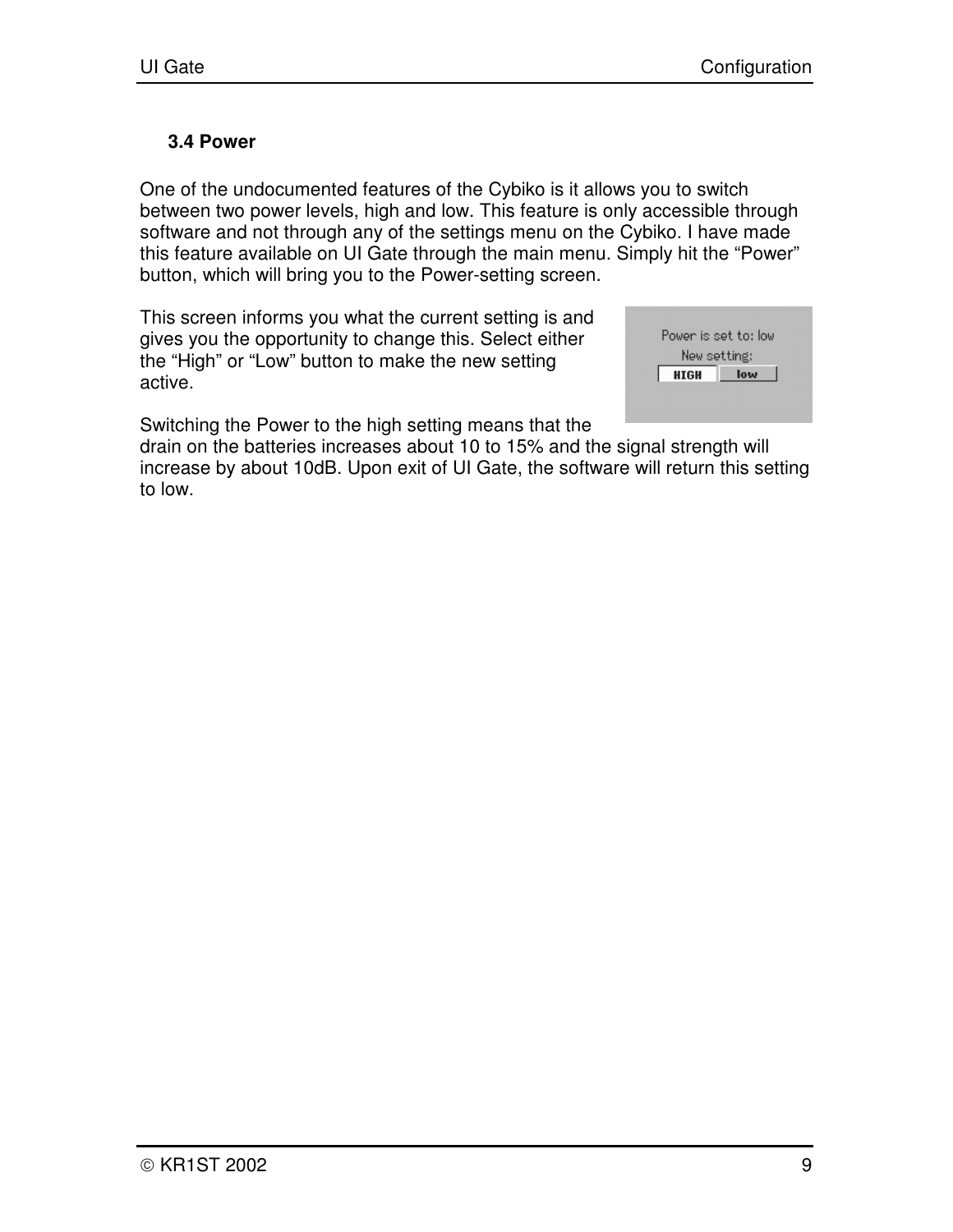### 3.4 Power

One of the undocumented features of the Cybiko is it allows you to switch between two power levels, high and low. This feature is only accessible through software and not through any of the settings menu on the Cybiko. I have made this feature available on UI Gate through the main menu. Simply hit the “Power” button, which will bring you to the Power-setting screen.

This screen informs you what the current setting is and gives you the opportunity to change this. Select either the “High” or “Low” button to make the new setting active.

Switching the Power to the high setting means that the drain on the batteries increases about 10 to 15% and the signal strength will increase by about 10dB. Upon exit of UI Gate, the software will return this setting to low.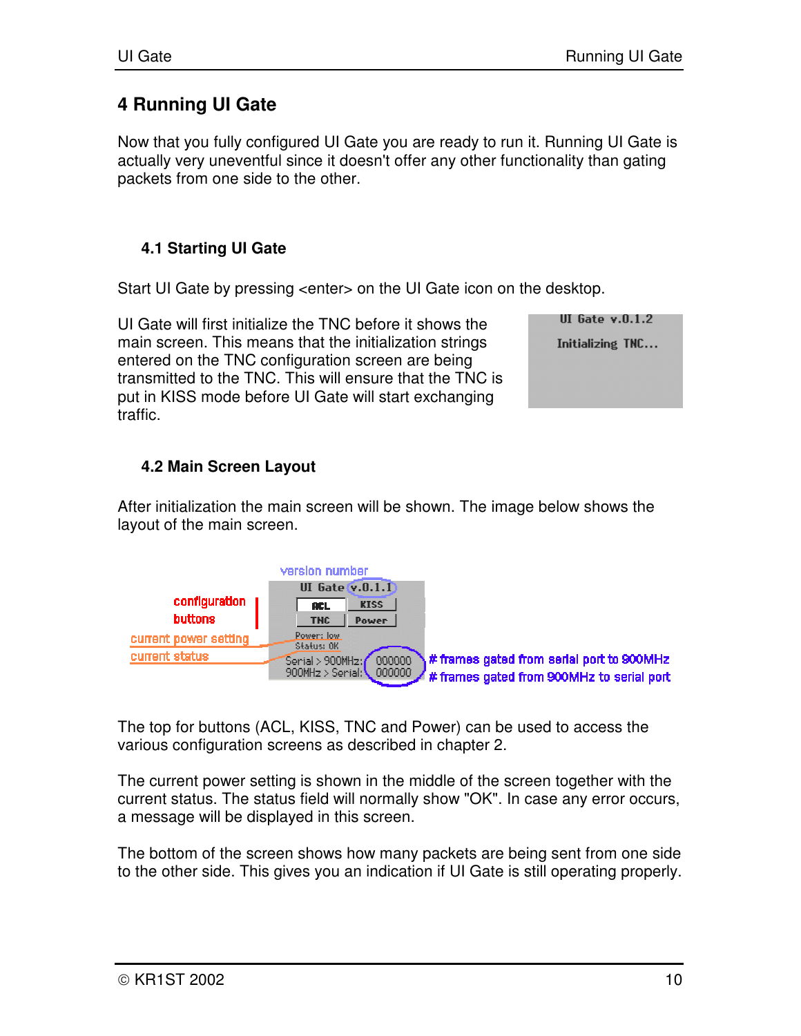# 4 Running UI Gate

Now that you fully configured UI Gate you are ready to run it. Running UI Gate is actually very uneventful since it doesn't offer any other functionality than gating packets from one side to the other.

## 4.1 Starting UI Gate

Start UI Gate by pressing <enter> on the UI Gate icon on the desktop.

UI Gate will first initialize the TNC before it shows the main screen. This means that the initialization strings entered on the TNC configuration screen are being transmitted to the TNC. This will ensure that the TNC is put in KISS mode before UI Gate will start exchanging traffic.

## 4.2 Main Screen Layout

After initialization the main screen will be shown. The image below shows the layout of the main screen.

The top for buttons (ACL, KISS, TNC and Power) can be used to access the various configuration screens as described in chapter 2.

The current power setting is shown in the middle of the screen together with the current status. The status field will normally show "OK". In case any error occurs, a message will be displayed in this screen.

The bottom of the screen shows how many packets are being sent from one side to the other side. This gives you an indication if UI Gate is still operating properly.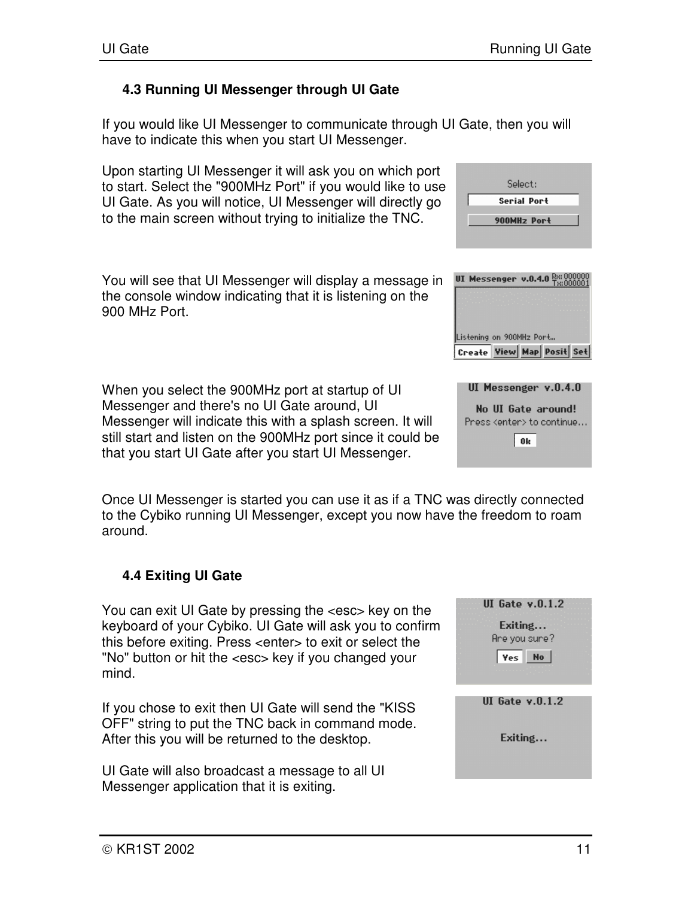### 4.3 Running UI Messenger through UI Gate

If you would like UI Messenger to communicate through UI Gate, then you will have to indicate this when you start UI Messenger.

Upon starting UI Messenger it will ask you on which port to start. Select the "900MHz Port" if you would like to use UI Gate. As you will notice, UI Messenger will directly go to the main screen without trying to initialize the TNC.

You will see that UI Messenger will display a message in the console window indicating that it is listening on the 900 MHz Port.

When you select the 900MHz port at startup of UI Messenger and there's no UI Gate around, UI Messenger will indicate this with a splash screen. It will still start and listen on the 900MHz port since it could be that you start UI Gate after you start UI Messenger.

Once UI Messenger is started you can use it as if a TNC was directly connected to the Cybiko running UI Messenger, except you now have the freedom to roam around.

### 4.4 Exiting UI Gate

You can exit UI Gate by pressing the <esc> key on the keyboard of your Cybiko. UI Gate will ask you to confirm this before exiting. Press <enter> to exit or select the "No" button or hit the <esc> key if you changed your mind.

If you chose to exit then UI Gate will send the "KISS OFF" string to put the TNC back in command mode. After this you will be returned to the desktop.

UI Gate will also broadcast a message to all UI Messenger application that it is exiting.